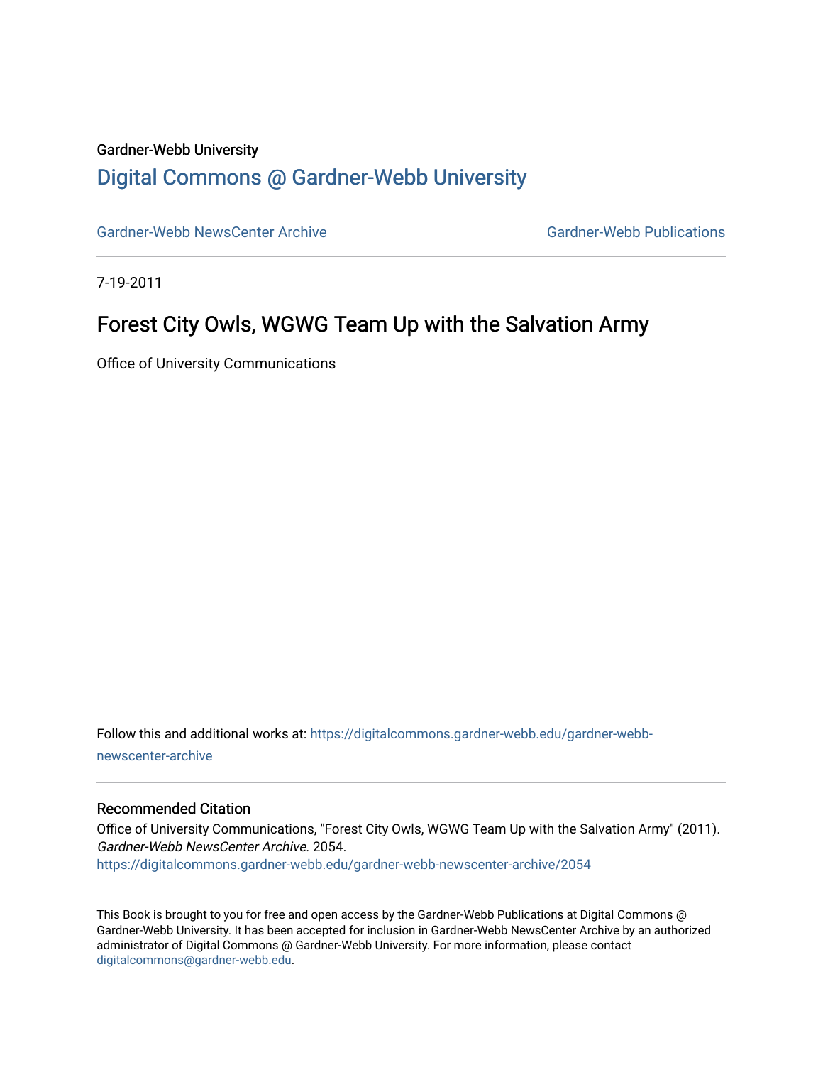Gardner-Webb University

# Digital Commons @ Gardner-Webb University

Gardner-Webb NewsCenter Archive

Gardner-Webb Publications

7-19-2011

## Forest City Owls, WGWG Team Up with the Salvation Army

Office of University Communications

Follow this and additional works at: https://digitalcommons.gardner-webb.edu/gardner-webb-newscenter-archive

### Recommended Citation

Office of University Communications, "Forest City Owls, WGWG Team Up with the Salvation Army" (2011). *Gardner-Webb NewsCenter Archive*. 2054.
https://digitalcommons.gardner-webb.edu/gardner-webb-newscenter-archive/2054

This Book is brought to you for free and open access by the Gardner-Webb Publications at Digital Commons @ Gardner-Webb University. It has been accepted for inclusion in Gardner-Webb NewsCenter Archive by an authorized administrator of Digital Commons @ Gardner-Webb University. For more information, please contact digitalcommons@gardner-webb.edu.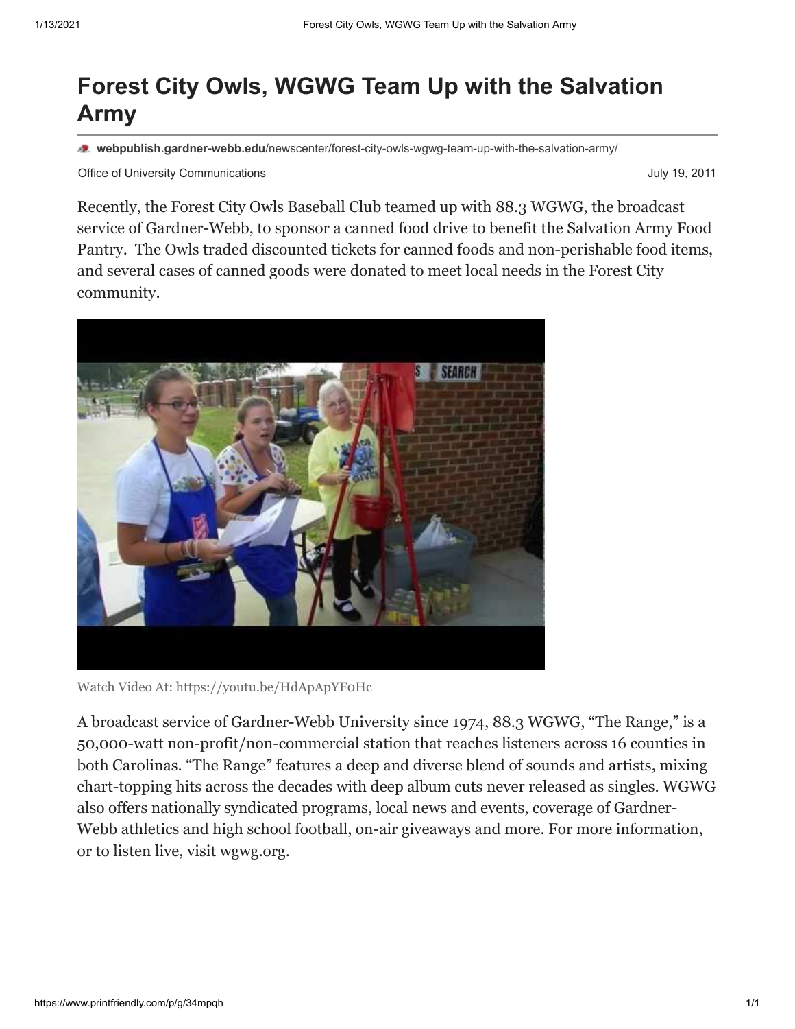# Forest City Owls, WGWG Team Up with the Salvation Army

**webpublish.gardner-webb.edu**/newscenter/forest-city-owls-wgwg-team-up-with-the-salvation-army/

Office of University Communications July 19, 2011

Recently, the Forest City Owls Baseball Club teamed up with 88.3 WGWG, the broadcast service of Gardner-Webb, to sponsor a canned food drive to benefit the Salvation Army Food Pantry. The Owls traded discounted tickets for canned foods and non-perishable food items, and several cases of canned goods were donated to meet local needs in the Forest City community.

Watch Video At: https://youtu.be/HdApApYF0Hc

A broadcast service of Gardner-Webb University since 1974, 88.3 WGWG, "The Range," is a 50,000-watt non-profit/non-commercial station that reaches listeners across 16 counties in both Carolinas. "The Range" features a deep and diverse blend of sounds and artists, mixing chart-topping hits across the decades with deep album cuts never released as singles. WGWG also offers nationally syndicated programs, local news and events, coverage of Gardner-Webb athletics and high school football, on-air giveaways and more. For more information, or to listen live, visit wgwg.org.